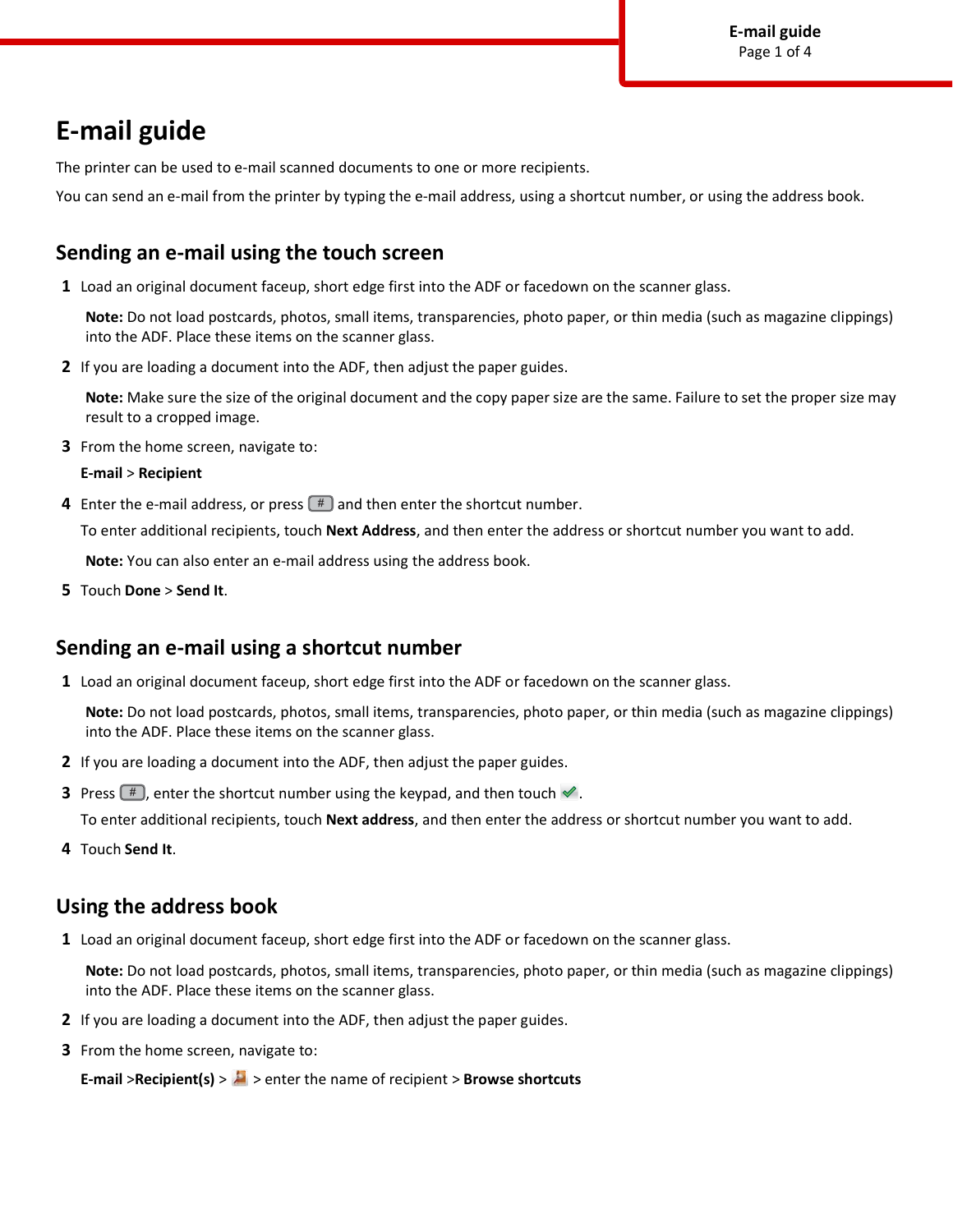# E-mail guide

The printer can be used to e-mail scanned documents to one or more recipients.

You can send an e-mail from the printer by typing the e-mail address, using a shortcut number, or using the address book.

## Sending an e-mail using the touch screen

1. Load an original document faceup, short edge first into the ADF or facedown on the scanner glass.

   **Note:** Do not load postcards, photos, small items, transparencies, photo paper, or thin media (such as magazine clippings) into the ADF. Place these items on the scanner glass.

2. If you are loading a document into the ADF, then adjust the paper guides.

   **Note:** Make sure the size of the original document and the copy paper size are the same. Failure to set the proper size may result to a cropped image.

3. From the home screen, navigate to:

   **E-mail** > **Recipient**

4. Enter the e-mail address, or press # and then enter the shortcut number.

   To enter additional recipients, touch **Next Address**, and then enter the address or shortcut number you want to add.

   **Note:** You can also enter an e-mail address using the address book.

5. Touch **Done** > **Send It**.

## Sending an e-mail using a shortcut number

1. Load an original document faceup, short edge first into the ADF or facedown on the scanner glass.

   **Note:** Do not load postcards, photos, small items, transparencies, photo paper, or thin media (such as magazine clippings) into the ADF. Place these items on the scanner glass.

2. If you are loading a document into the ADF, then adjust the paper guides.

3. Press #, enter the shortcut number using the keypad, and then touch ✔.

   To enter additional recipients, touch **Next address**, and then enter the address or shortcut number you want to add.

4. Touch **Send It**.

## Using the address book

1. Load an original document faceup, short edge first into the ADF or facedown on the scanner glass.

   **Note:** Do not load postcards, photos, small items, transparencies, photo paper, or thin media (such as magazine clippings) into the ADF. Place these items on the scanner glass.

2. If you are loading a document into the ADF, then adjust the paper guides.

3. From the home screen, navigate to:

   **E-mail** >**Recipient(s)** > > enter the name of recipient > **Browse shortcuts**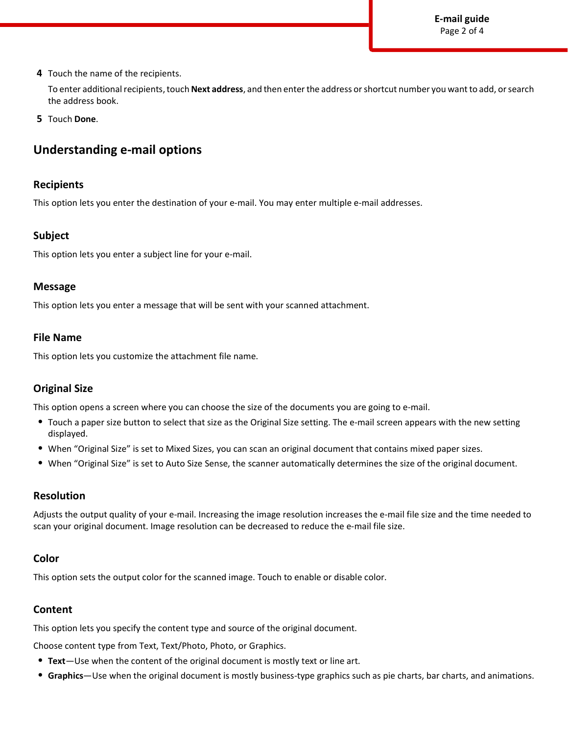4. Touch the name of the recipients.

   To enter additional recipients, touch **Next address**, and then enter the address or shortcut number you want to add, or search the address book.

5. Touch **Done**.

## Understanding e-mail options

### Recipients

This option lets you enter the destination of your e-mail. You may enter multiple e-mail addresses.

### Subject

This option lets you enter a subject line for your e-mail.

### Message

This option lets you enter a message that will be sent with your scanned attachment.

### File Name

This option lets you customize the attachment file name.

### Original Size

This option opens a screen where you can choose the size of the documents you are going to e-mail.

- Touch a paper size button to select that size as the Original Size setting. The e-mail screen appears with the new setting displayed.
- When "Original Size" is set to Mixed Sizes, you can scan an original document that contains mixed paper sizes.
- When "Original Size" is set to Auto Size Sense, the scanner automatically determines the size of the original document.

### Resolution

Adjusts the output quality of your e-mail. Increasing the image resolution increases the e-mail file size and the time needed to scan your original document. Image resolution can be decreased to reduce the e-mail file size.

### Color

This option sets the output color for the scanned image. Touch to enable or disable color.

### Content

This option lets you specify the content type and source of the original document.

Choose content type from Text, Text/Photo, Photo, or Graphics.

- **Text**—Use when the content of the original document is mostly text or line art.
- **Graphics**—Use when the original document is mostly business-type graphics such as pie charts, bar charts, and animations.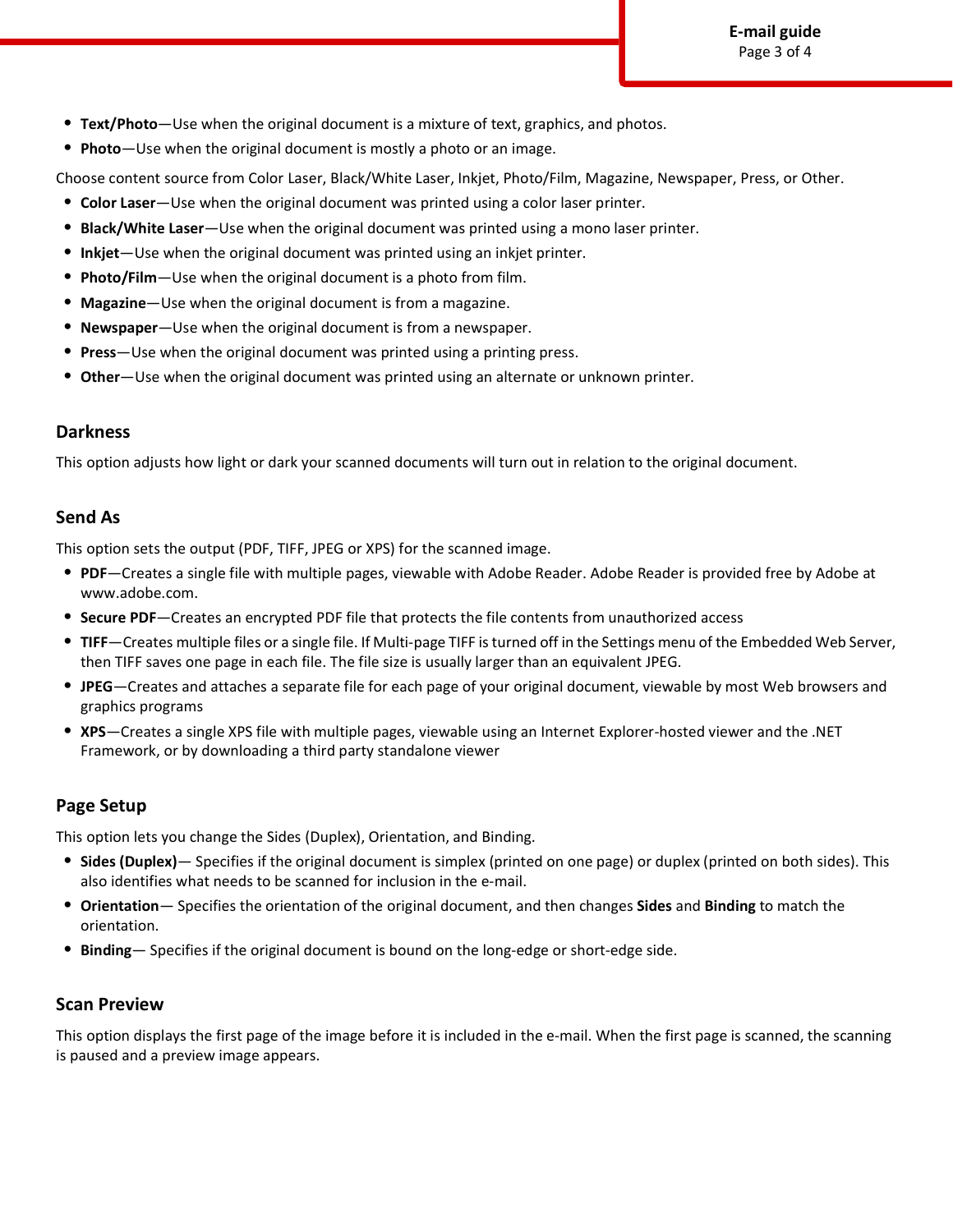- **Text/Photo**—Use when the original document is a mixture of text, graphics, and photos.
- **Photo**—Use when the original document is mostly a photo or an image.

Choose content source from Color Laser, Black/White Laser, Inkjet, Photo/Film, Magazine, Newspaper, Press, or Other.

- **Color Laser**—Use when the original document was printed using a color laser printer.
- **Black/White Laser**—Use when the original document was printed using a mono laser printer.
- **Inkjet**—Use when the original document was printed using an inkjet printer.
- **Photo/Film**—Use when the original document is a photo from film.
- **Magazine**—Use when the original document is from a magazine.
- **Newspaper**—Use when the original document is from a newspaper.
- **Press**—Use when the original document was printed using a printing press.
- **Other**—Use when the original document was printed using an alternate or unknown printer.

### Darkness

This option adjusts how light or dark your scanned documents will turn out in relation to the original document.

### Send As

This option sets the output (PDF, TIFF, JPEG or XPS) for the scanned image.

- **PDF**—Creates a single file with multiple pages, viewable with Adobe Reader. Adobe Reader is provided free by Adobe at www.adobe.com.
- **Secure PDF**—Creates an encrypted PDF file that protects the file contents from unauthorized access
- **TIFF**—Creates multiple files or a single file. If Multi-page TIFF is turned off in the Settings menu of the Embedded Web Server, then TIFF saves one page in each file. The file size is usually larger than an equivalent JPEG.
- **JPEG**—Creates and attaches a separate file for each page of your original document, viewable by most Web browsers and graphics programs
- **XPS**—Creates a single XPS file with multiple pages, viewable using an Internet Explorer-hosted viewer and the .NET Framework, or by downloading a third party standalone viewer

### Page Setup

This option lets you change the Sides (Duplex), Orientation, and Binding.

- **Sides (Duplex)**— Specifies if the original document is simplex (printed on one page) or duplex (printed on both sides). This also identifies what needs to be scanned for inclusion in the e-mail.
- **Orientation**— Specifies the orientation of the original document, and then changes **Sides** and **Binding** to match the orientation.
- **Binding**— Specifies if the original document is bound on the long-edge or short-edge side.

### Scan Preview

This option displays the first page of the image before it is included in the e-mail. When the first page is scanned, the scanning is paused and a preview image appears.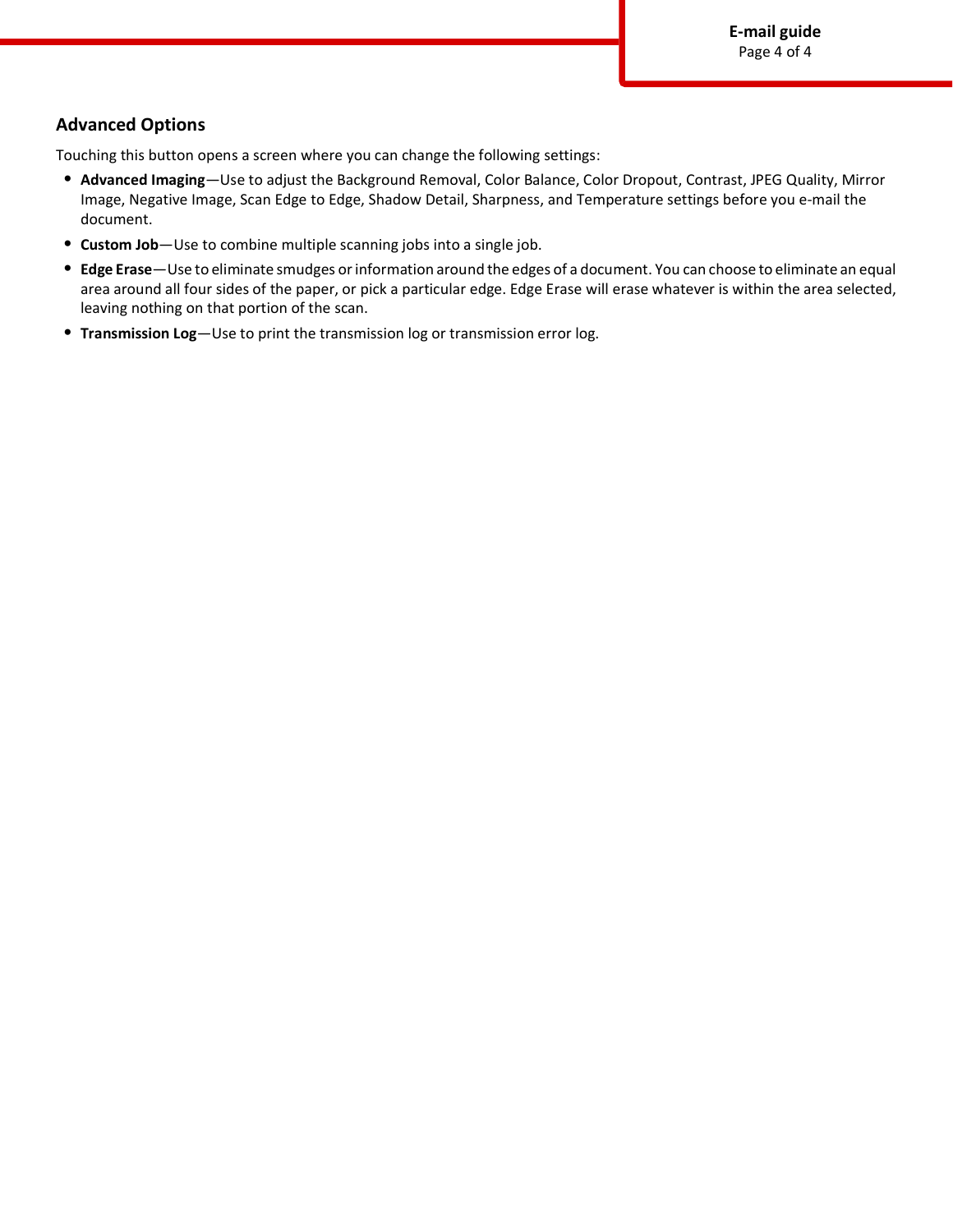## Advanced Options

Touching this button opens a screen where you can change the following settings:

- **Advanced Imaging**—Use to adjust the Background Removal, Color Balance, Color Dropout, Contrast, JPEG Quality, Mirror Image, Negative Image, Scan Edge to Edge, Shadow Detail, Sharpness, and Temperature settings before you e-mail the document.
- **Custom Job**—Use to combine multiple scanning jobs into a single job.
- **Edge Erase**—Use to eliminate smudges or information around the edges of a document. You can choose to eliminate an equal area around all four sides of the paper, or pick a particular edge. Edge Erase will erase whatever is within the area selected, leaving nothing on that portion of the scan.
- **Transmission Log**—Use to print the transmission log or transmission error log.